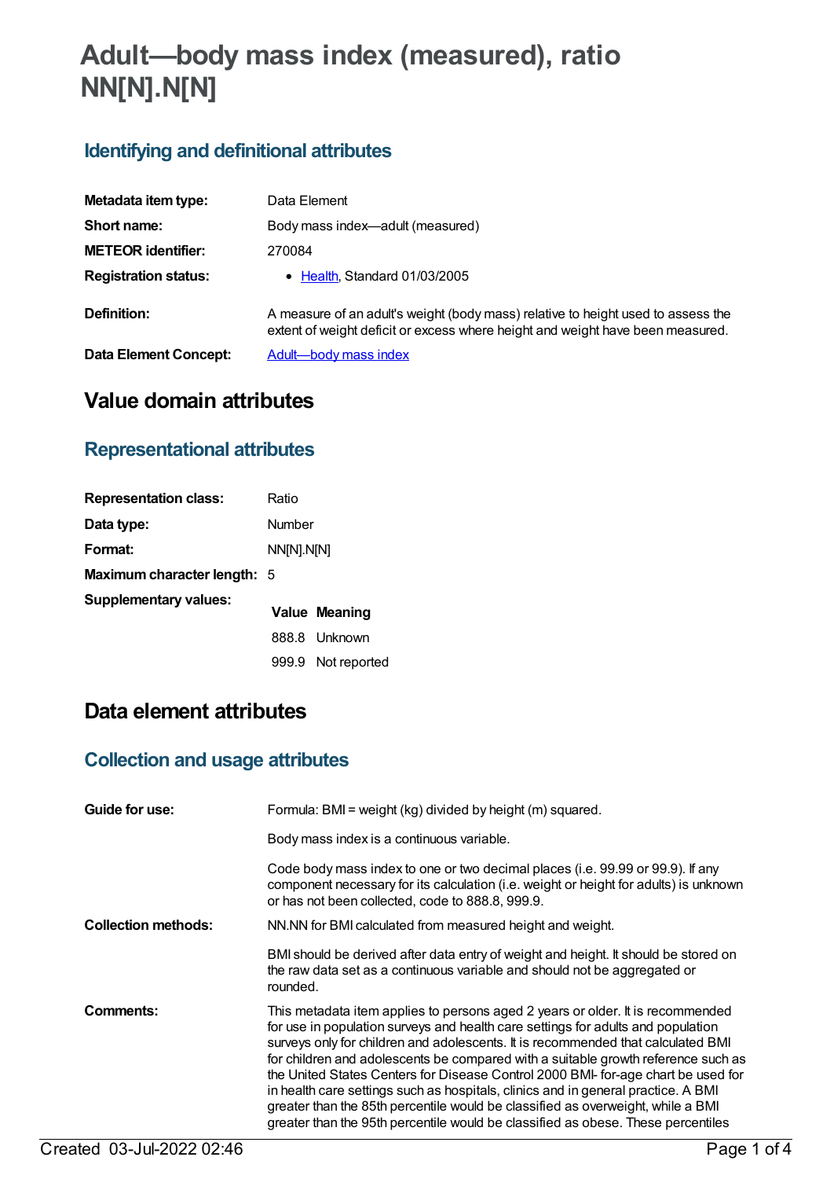# Adult—body mass index (measured), ratio NN[N].N[N]

## Identifying and definitional attributes

| | |
|---|---|
| **Metadata item type:** | Data Element |
| **Short name:** | Body mass index—adult (measured) |
| **METEOR identifier:** | 270084 |
| **Registration status:** | • Health, Standard 01/03/2005 |
| **Definition:** | A measure of an adult's weight (body mass) relative to height used to assess the extent of weight deficit or excess where height and weight have been measured. |
| **Data Element Concept:** | Adult—body mass index |

# Value domain attributes

## Representational attributes

| | |
|---|---|
| **Representation class:** | Ratio |
| **Data type:** | Number |
| **Format:** | NN[N].N[N] |
| **Maximum character length:** | 5 |

**Supplementary values:**

| Value | Meaning |
|---|---|
| 888.8 | Unknown |
| 999.9 | Not reported |

# Data element attributes

## Collection and usage attributes

**Guide for use:**

Formula: BMI = weight (kg) divided by height (m) squared.

Body mass index is a continuous variable.

Code body mass index to one or two decimal places (i.e. 99.99 or 99.9). If any component necessary for its calculation (i.e. weight or height for adults) is unknown or has not been collected, code to 888.8, 999.9.

**Collection methods:**

NN.NN for BMI calculated from measured height and weight.

BMI should be derived after data entry of weight and height. It should be stored on the raw data set as a continuous variable and should not be aggregated or rounded.

**Comments:**

This metadata item applies to persons aged 2 years or older. It is recommended for use in population surveys and health care settings for adults and population surveys only for children and adolescents. It is recommended that calculated BMI for children and adolescents be compared with a suitable growth reference such as the United States Centers for Disease Control 2000 BMI- for-age chart be used for in health care settings such as hospitals, clinics and in general practice. A BMI greater than the 85th percentile would be classified as overweight, while a BMI greater than the 95th percentile would be classified as obese. These percentiles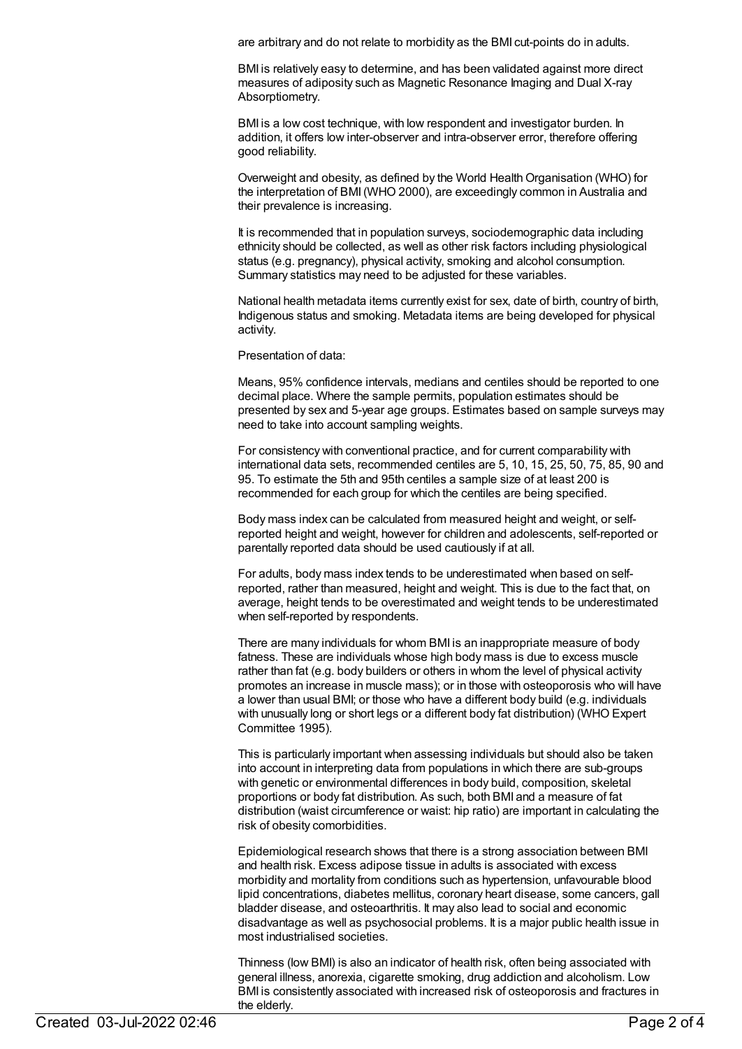are arbitrary and do not relate to morbidity as the BMI cut-points do in adults.

BMI is relatively easy to determine, and has been validated against more direct measures of adiposity such as Magnetic Resonance Imaging and Dual X-ray Absorptiometry.

BMI is a low cost technique, with low respondent and investigator burden. In addition, it offers low inter-observer and intra-observer error, therefore offering good reliability.

Overweight and obesity, as defined by the World Health Organisation (WHO) for the interpretation of BMI (WHO 2000), are exceedingly common in Australia and their prevalence is increasing.

It is recommended that in population surveys, sociodemographic data including ethnicity should be collected, as well as other risk factors including physiological status (e.g. pregnancy), physical activity, smoking and alcohol consumption. Summary statistics may need to be adjusted for these variables.

National health metadata items currently exist for sex, date of birth, country of birth, Indigenous status and smoking. Metadata items are being developed for physical activity.

Presentation of data:

Means, 95% confidence intervals, medians and centiles should be reported to one decimal place. Where the sample permits, population estimates should be presented by sex and 5-year age groups. Estimates based on sample surveys may need to take into account sampling weights.

For consistency with conventional practice, and for current comparability with international data sets, recommended centiles are 5, 10, 15, 25, 50, 75, 85, 90 and 95. To estimate the 5th and 95th centiles a sample size of at least 200 is recommended for each group for which the centiles are being specified.

Body mass index can be calculated from measured height and weight, or self-reported height and weight, however for children and adolescents, self-reported or parentally reported data should be used cautiously if at all.

For adults, body mass index tends to be underestimated when based on self-reported, rather than measured, height and weight. This is due to the fact that, on average, height tends to be overestimated and weight tends to be underestimated when self-reported by respondents.

There are many individuals for whom BMI is an inappropriate measure of body fatness. These are individuals whose high body mass is due to excess muscle rather than fat (e.g. body builders or others in whom the level of physical activity promotes an increase in muscle mass); or in those with osteoporosis who will have a lower than usual BMI; or those who have a different body build (e.g. individuals with unusually long or short legs or a different body fat distribution) (WHO Expert Committee 1995).

This is particularly important when assessing individuals but should also be taken into account in interpreting data from populations in which there are sub-groups with genetic or environmental differences in body build, composition, skeletal proportions or body fat distribution. As such, both BMI and a measure of fat distribution (waist circumference or waist: hip ratio) are important in calculating the risk of obesity comorbidities.

Epidemiological research shows that there is a strong association between BMI and health risk. Excess adipose tissue in adults is associated with excess morbidity and mortality from conditions such as hypertension, unfavourable blood lipid concentrations, diabetes mellitus, coronary heart disease, some cancers, gall bladder disease, and osteoarthritis. It may also lead to social and economic disadvantage as well as psychosocial problems. It is a major public health issue in most industrialised societies.

Thinness (low BMI) is also an indicator of health risk, often being associated with general illness, anorexia, cigarette smoking, drug addiction and alcoholism. Low BMI is consistently associated with increased risk of osteoporosis and fractures in the elderly.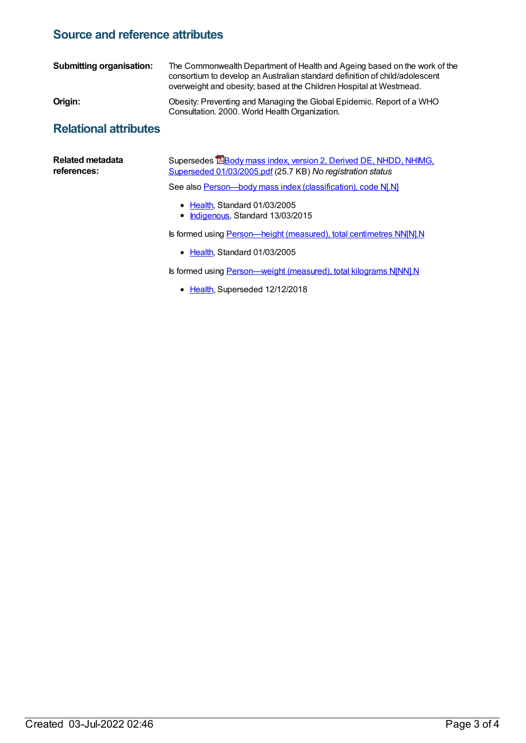## Source and reference attributes

**Submitting organisation:** The Commonwealth Department of Health and Ageing based on the work of the consortium to develop an Australian standard definition of child/adolescent overweight and obesity; based at the Children Hospital at Westmead.

**Origin:** Obesity: Preventing and Managing the Global Epidemic. Report of a WHO Consultation. 2000. World Health Organization.

## Relational attributes

**Related metadata references:**

Supersedes Body mass index, version 2, Derived DE, NHDD, NHIMG, Superseded 01/03/2005.pdf (25.7 KB) *No registration status*

See also Person—body mass index (classification), code N[.N]

- Health, Standard 01/03/2005
- Indigenous, Standard 13/03/2015

Is formed using Person—height (measured), total centimetres NN[N].N

- Health, Standard 01/03/2005

Is formed using Person—weight (measured), total kilograms N[NN].N

- Health, Superseded 12/12/2018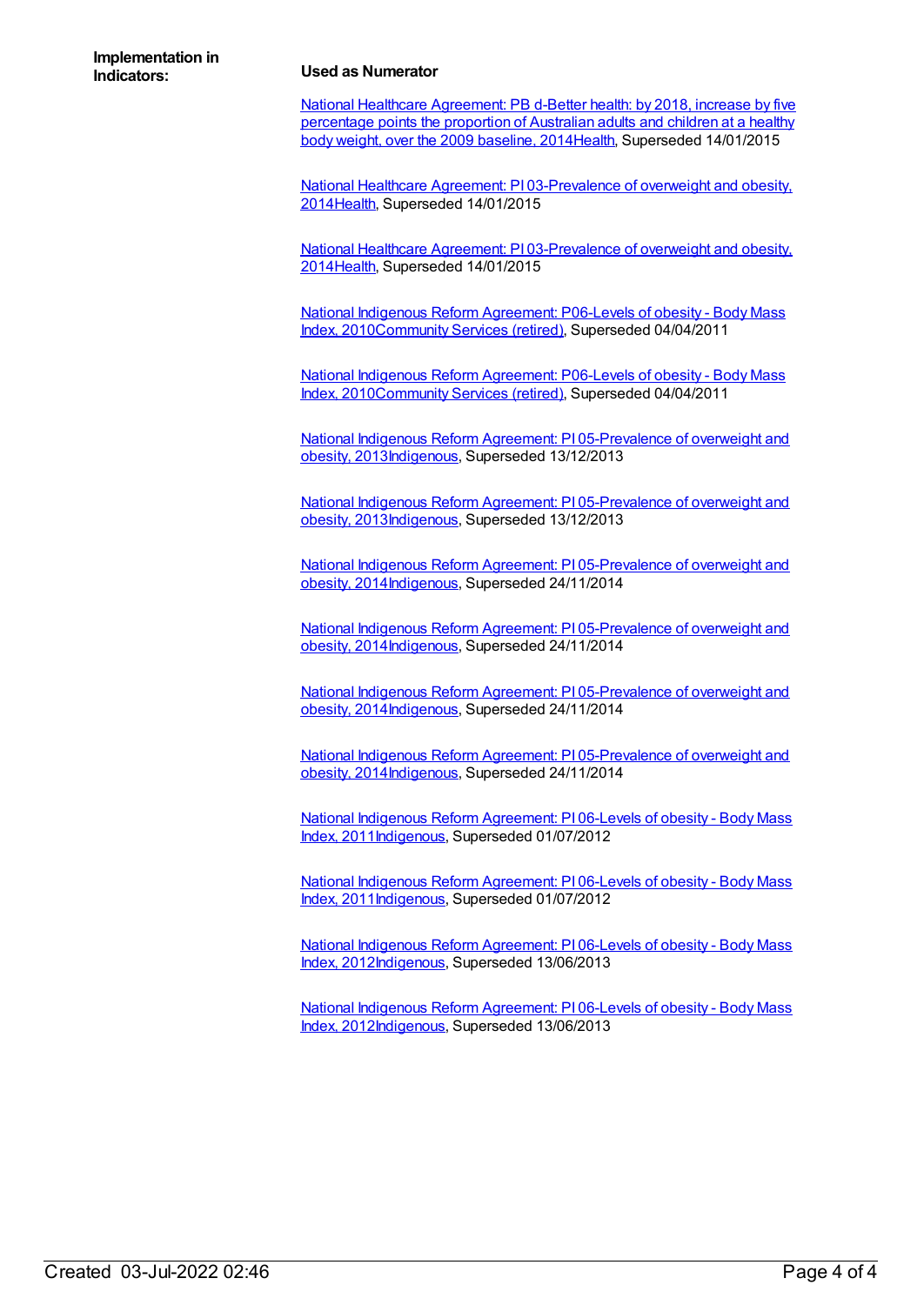**Implementation in Indicators:**

**Used as Numerator**

National Healthcare Agreement: PB d-Better health: by 2018, increase by five percentage points the proportion of Australian adults and children at a healthy body weight, over the 2009 baseline, 2014Health, Superseded 14/01/2015

National Healthcare Agreement: PI 03-Prevalence of overweight and obesity, 2014Health, Superseded 14/01/2015

National Healthcare Agreement: PI 03-Prevalence of overweight and obesity, 2014Health, Superseded 14/01/2015

National Indigenous Reform Agreement: P06-Levels of obesity - Body Mass Index, 2010Community Services (retired), Superseded 04/04/2011

National Indigenous Reform Agreement: P06-Levels of obesity - Body Mass Index, 2010Community Services (retired), Superseded 04/04/2011

National Indigenous Reform Agreement: PI 05-Prevalence of overweight and obesity, 2013Indigenous, Superseded 13/12/2013

National Indigenous Reform Agreement: PI 05-Prevalence of overweight and obesity, 2013Indigenous, Superseded 13/12/2013

National Indigenous Reform Agreement: PI 05-Prevalence of overweight and obesity, 2014Indigenous, Superseded 24/11/2014

National Indigenous Reform Agreement: PI 05-Prevalence of overweight and obesity, 2014Indigenous, Superseded 24/11/2014

National Indigenous Reform Agreement: PI 05-Prevalence of overweight and obesity, 2014Indigenous, Superseded 24/11/2014

National Indigenous Reform Agreement: PI 05-Prevalence of overweight and obesity, 2014Indigenous, Superseded 24/11/2014

National Indigenous Reform Agreement: PI 06-Levels of obesity - Body Mass Index, 2011Indigenous, Superseded 01/07/2012

National Indigenous Reform Agreement: PI 06-Levels of obesity - Body Mass Index, 2011Indigenous, Superseded 01/07/2012

National Indigenous Reform Agreement: PI 06-Levels of obesity - Body Mass Index, 2012Indigenous, Superseded 13/06/2013

National Indigenous Reform Agreement: PI 06-Levels of obesity - Body Mass Index, 2012Indigenous, Superseded 13/06/2013